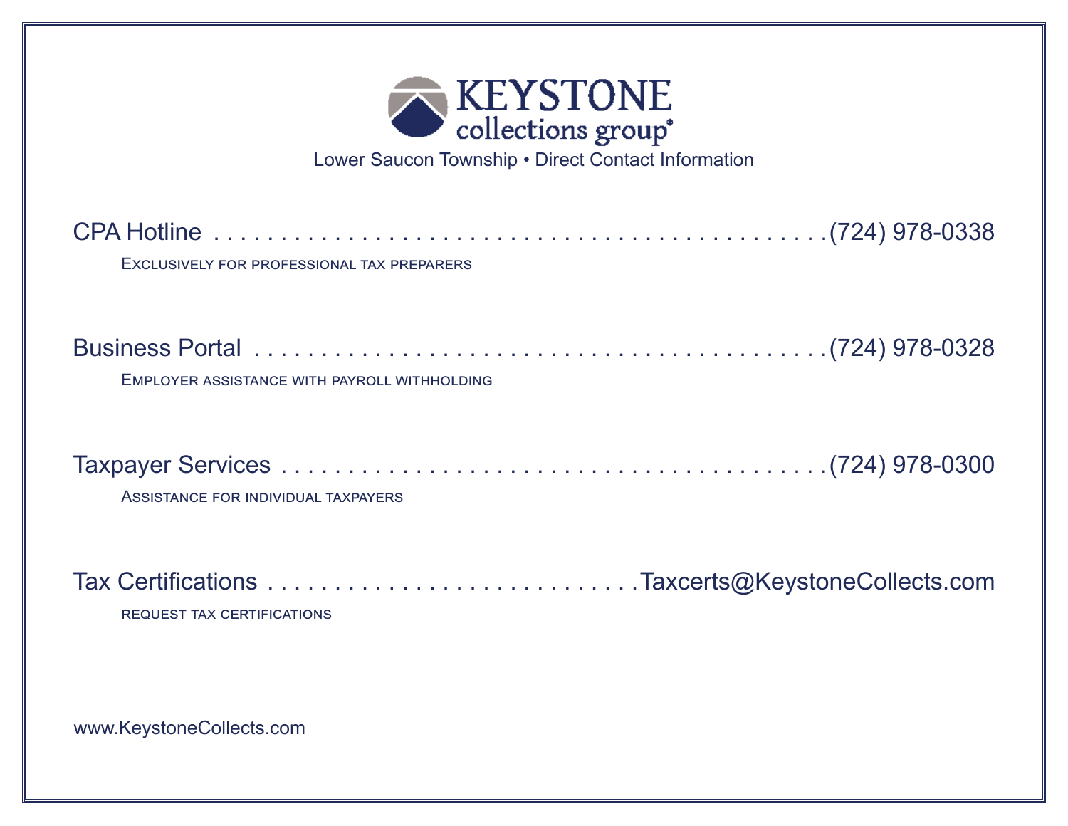# KEYSTONE
## collections group®

Lower Saucon Township • Direct Contact Information

CPA Hotline . . . . . . . . . . . . . . . . . . . . . . . . . . . . . . . . . . . . . . . . . . (724) 978-0338

Exclusively for professional tax preparers

Business Portal . . . . . . . . . . . . . . . . . . . . . . . . . . . . . . . . . . . . . . . . (724) 978-0328

Employer assistance with payroll withholding

Taxpayer Services . . . . . . . . . . . . . . . . . . . . . . . . . . . . . . . . . . . . . . (724) 978-0300

Assistance for individual taxpayers

Tax Certifications . . . . . . . . . . . . . . . . . . . . . . . . . . . . Taxcerts@KeystoneCollects.com

request tax certifications

www.KeystoneCollects.com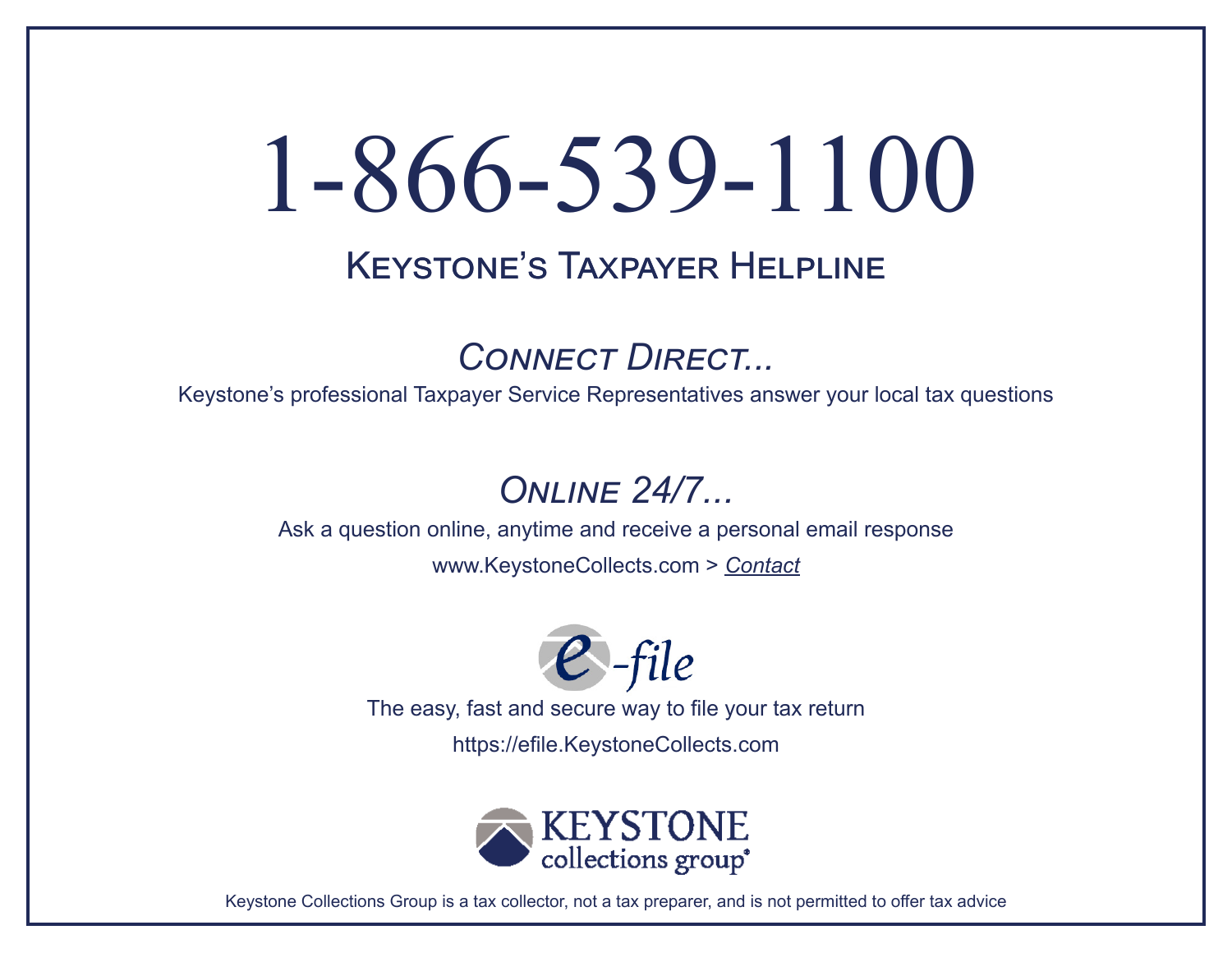# 1-866-539-1100

## Keystone's Taxpayer Helpline

### *Connect Direct...*

Keystone's professional Taxpayer Service Representatives answer your local tax questions

### *Online 24/7...*

Ask a question online, anytime and receive a personal email response

www.KeystoneCollects.com > *Contact*

### *e-file*

The easy, fast and secure way to file your tax return

https://efile.KeystoneCollects.com

KEYSTONE collections group®

Keystone Collections Group is a tax collector, not a tax preparer, and is not permitted to offer tax advice